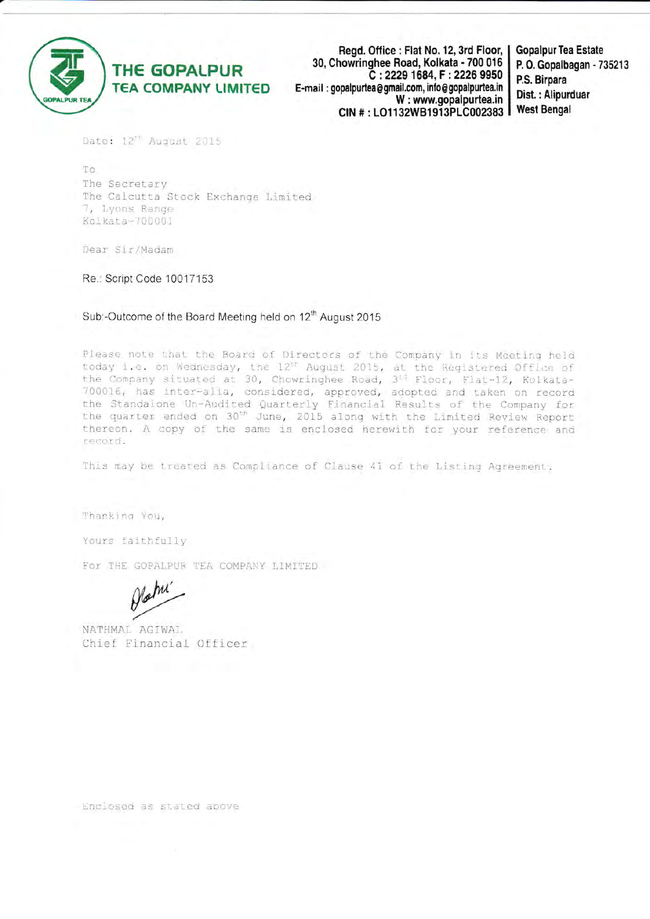# THE GOPALPUR TEA COMPANY LIMITED

Regd. Office : Flat No. 12, 3rd Floor, 30, Chowringhee Road, Kolkata - 700 016
C : 2229 1684, F : 2226 9950
E-mail : gopalpurtea@gmail.com, info@gopalpurtea.in
W : www.gopalpurtea.in
CIN # : LO1132WB1913PLC002383

Gopalpur Tea Estate
P. O. Gopalbagan - 735213
P.S. Birpara
Dist. : Alipurduar
West Bengal

Date: 12th August 2015

To
The Secretary
The Calcutta Stock Exchange Limited
7, Lyons Range
Kolkata-700001

Dear Sir/Madam

Re.: Script Code 10017153

Sub:-Outcome of the Board Meeting held on 12th August 2015

Please note that the Board of Directors of the Company in its Meeting held today i.e. on Wednesday, the 12th August 2015, at the Registered Office of the Company situated at 30, Chowringhee Road, 3rd Floor, Flat-12, Kolkata-700016, has inter-alia, considered, approved, adopted and taken on record the Standalone Un-Audited Quarterly Financial Results of the Company for the quarter ended on 30th June, 2015 along with the Limited Review Report thereon. A copy of the same is enclosed herewith for your reference and record.

This may be treated as Compliance of Clause 41 of the Listing Agreement.

Thanking You,

Yours faithfully

For THE GOPALPUR TEA COMPANY LIMITED

NATHMAL AGIWAL
Chief Financial Officer

Enclosed as stated above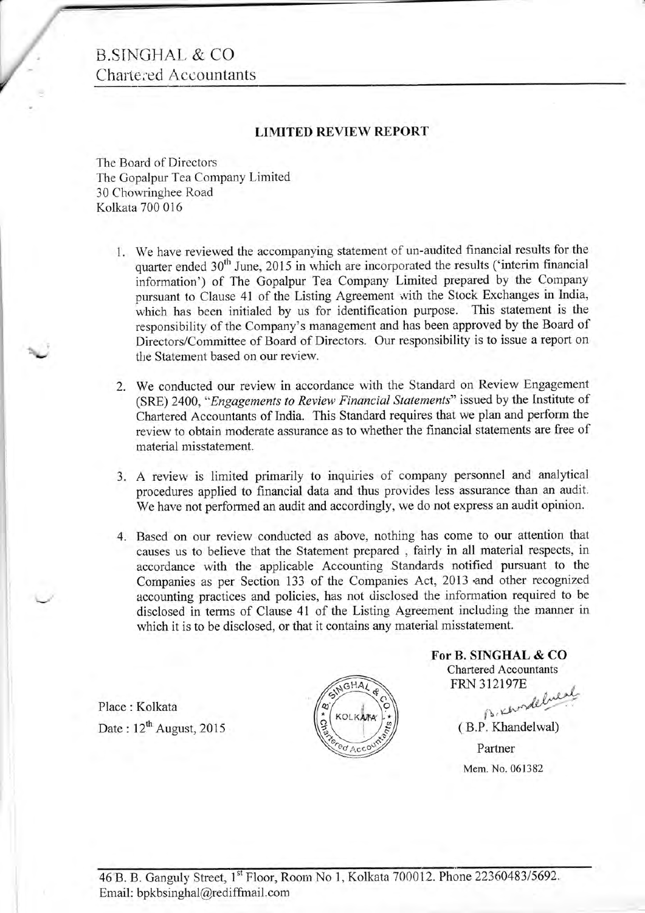B.SINGHAL & CO
Chartered Accountants

## LIMITED REVIEW REPORT

The Board of Directors
The Gopalpur Tea Company Limited
30 Chowringhee Road
Kolkata 700 016

1. We have reviewed the accompanying statement of un-audited financial results for the quarter ended 30th June, 2015 in which are incorporated the results ('interim financial information') of The Gopalpur Tea Company Limited prepared by the Company pursuant to Clause 41 of the Listing Agreement with the Stock Exchanges in India, which has been initialed by us for identification purpose. This statement is the responsibility of the Company's management and has been approved by the Board of Directors/Committee of Board of Directors. Our responsibility is to issue a report on the Statement based on our review.

2. We conducted our review in accordance with the Standard on Review Engagement (SRE) 2400, "*Engagements to Review Financial Statements*" issued by the Institute of Chartered Accountants of India. This Standard requires that we plan and perform the review to obtain moderate assurance as to whether the financial statements are free of material misstatement.

3. A review is limited primarily to inquiries of company personnel and analytical procedures applied to financial data and thus provides less assurance than an audit. We have not performed an audit and accordingly, we do not express an audit opinion.

4. Based on our review conducted as above, nothing has come to our attention that causes us to believe that the Statement prepared , fairly in all material respects, in accordance with the applicable Accounting Standards notified pursuant to the Companies as per Section 133 of the Companies Act, 2013 and other recognized accounting practices and policies, has not disclosed the information required to be disclosed in terms of Clause 41 of the Listing Agreement including the manner in which it is to be disclosed, or that it contains any material misstatement.

Place : Kolkata
Date : 12th August, 2015

**For B. SINGHAL & CO**
Chartered Accountants
FRN 312197E

( B.P. Khandelwal)
Partner
Mem. No. 061382

46 B. B. Ganguly Street, 1st Floor, Room No 1, Kolkata 700012. Phone 22360483/5692.
Email: bpkbsinghal@rediffmail.com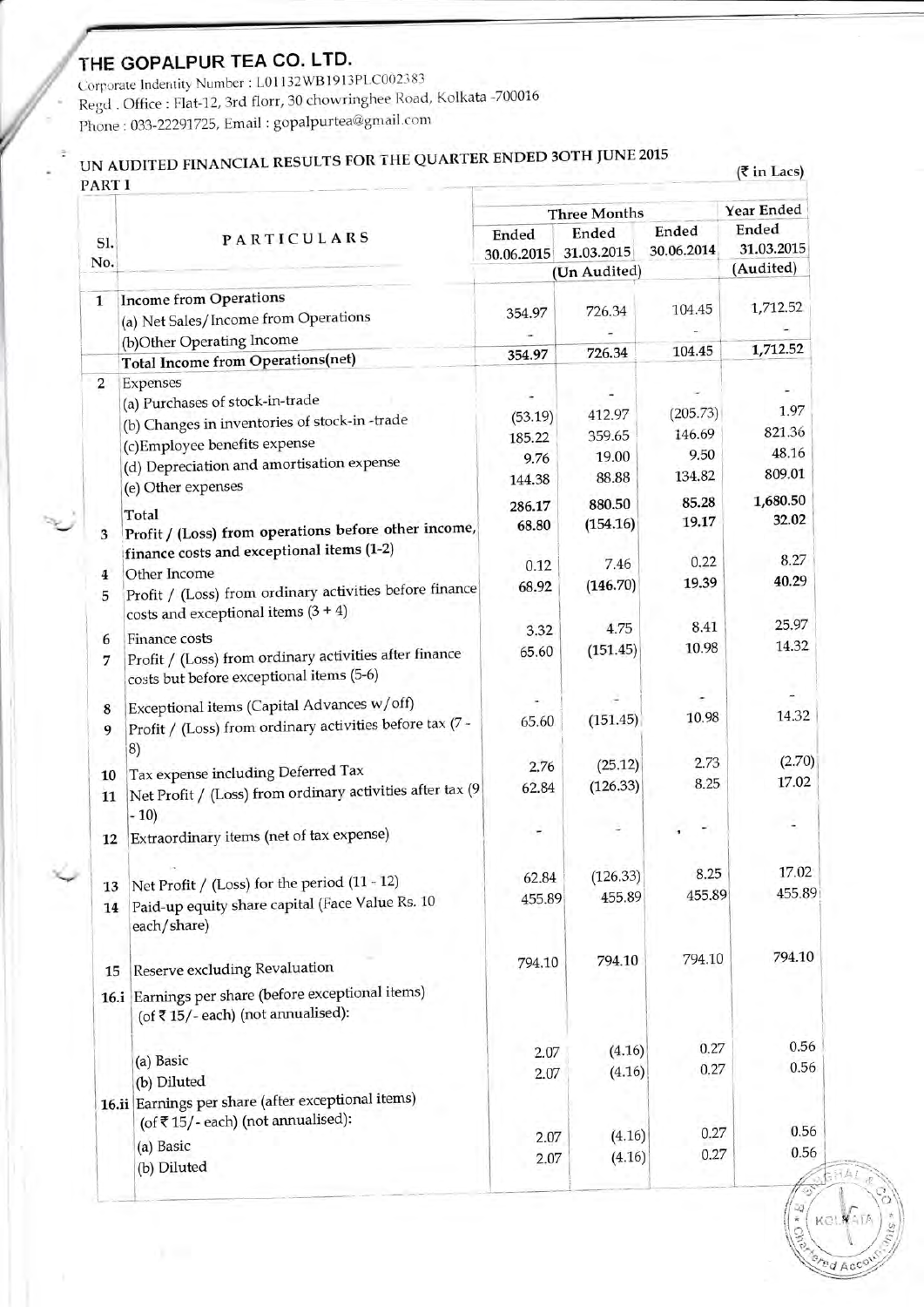# THE GOPALPUR TEA CO. LTD.

Corporate Indentity Number : L01132WB1913PLC002383
Regd . Office : Flat-12, 3rd florr, 30 chowringhee Road, Kolkata -700016
Phone : 033-22291725, Email : gopalpurtea@gmail.com

## UN AUDITED FINANCIAL RESULTS FOR THE QUARTER ENDED 3OTH JUNE 2015

PART I (₹ in Lacs)

| Sl. No. | PARTICULARS | Three Months Ended 30.06.2015 | Three Months Ended 31.03.2015 | Three Months Ended 30.06.2014 | Year Ended 31.03.2015 |
|---|---|---|---|---|---|
| | | (Un Audited) | | | (Audited) |
| 1 | Income from Operations | | | | |
| | (a) Net Sales/Income from Operations | 354.97 | 726.34 | 104.45 | 1,712.52 |
| | (b)Other Operating Income | - | - | - | - |
| | Total Income from Operations(net) | 354.97 | 726.34 | 104.45 | 1,712.52 |
| 2 | Expenses | | | | |
| | (a) Purchases of stock-in-trade | - | - | - | - |
| | (b) Changes in inventories of stock-in -trade | (53.19) | 412.97 | (205.73) | 1.97 |
| | (c)Employee benefits expense | 185.22 | 359.65 | 146.69 | 821.36 |
| | (d) Depreciation and amortisation expense | 9.76 | 19.00 | 9.50 | 48.16 |
| | (e) Other expenses | 144.38 | 88.88 | 134.82 | 809.01 |
| | Total | 286.17 | 880.50 | 85.28 | 1,680.50 |
| 3 | Profit / (Loss) from operations before other income, finance costs and exceptional items (1-2) | 68.80 | (154.16) | 19.17 | 32.02 |
| 4 | Other Income | 0.12 | 7.46 | 0.22 | 8.27 |
| 5 | Profit / (Loss) from ordinary activities before finance costs and exceptional items (3 + 4) | 68.92 | (146.70) | 19.39 | 40.29 |
| 6 | Finance costs | 3.32 | 4.75 | 8.41 | 25.97 |
| 7 | Profit / (Loss) from ordinary activities after finance costs but before exceptional items (5-6) | 65.60 | (151.45) | 10.98 | 14.32 |
| 8 | Exceptional items (Capital Advances w/off) | - | - | - | - |
| 9 | Profit / (Loss) from ordinary activities before tax (7 - 8) | 65.60 | (151.45) | 10.98 | 14.32 |
| 10 | Tax expense including Deferred Tax | 2.76 | (25.12) | 2.73 | (2.70) |
| 11 | Net Profit / (Loss) from ordinary activities after tax (9 - 10) | 62.84 | (126.33) | 8.25 | 17.02 |
| 12 | Extraordinary items (net of tax expense) | - | - | - | - |
| 13 | Net Profit / (Loss) for the period (11 - 12) | 62.84 | (126.33) | 8.25 | 17.02 |
| 14 | Paid-up equity share capital (Face Value Rs. 10 each/share) | 455.89 | 455.89 | 455.89 | 455.89 |
| 15 | Reserve excluding Revaluation | 794.10 | 794.10 | 794.10 | 794.10 |
| 16.i | Earnings per share (before exceptional items) (of ₹ 15/- each) (not annualised): | | | | |
| | (a) Basic | 2.07 | (4.16) | 0.27 | 0.56 |
| | (b) Diluted | 2.07 | (4.16) | 0.27 | 0.56 |
| 16.ii | Earnings per share (after exceptional items) (of ₹ 15/- each) (not annualised): | | | | |
| | (a) Basic | 2.07 | (4.16) | 0.27 | 0.56 |
| | (b) Diluted | 2.07 | (4.16) | 0.27 | 0.56 |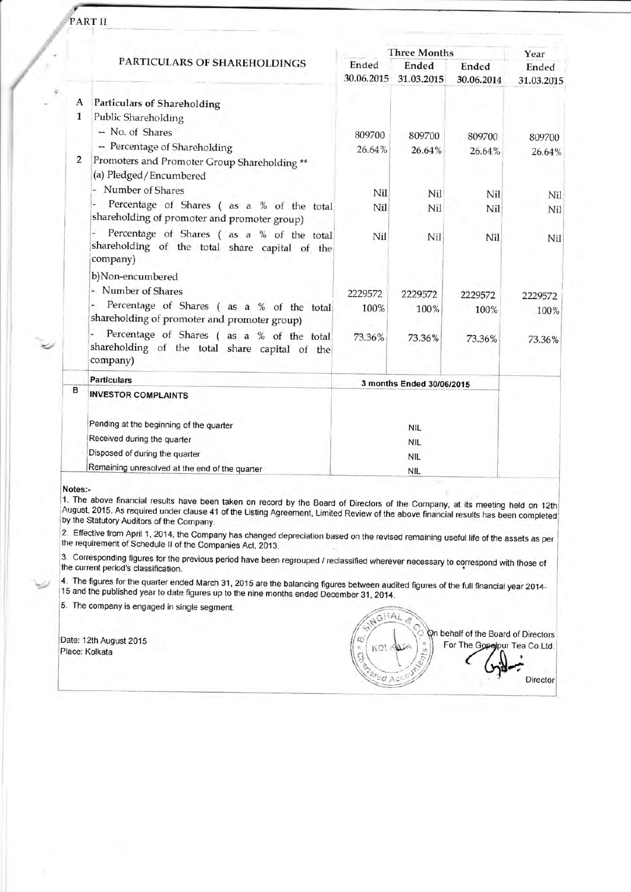PART II

| | PARTICULARS OF SHAREHOLDINGS | Three Months | | | Year |
|---|---|---|---|---|---|
| | | Ended 30.06.2015 | Ended 31.03.2015 | Ended 30.06.2014 | Ended 31.03.2015 |
| A | Particulars of Shareholding | | | | |
| 1 | Public Shareholding | | | | |
| | -- No. of Shares | 809700 | 809700 | 809700 | 809700 |
| | -- Percentage of Shareholding | 26.64% | 26.64% | 26.64% | 26.64% |
| 2 | Promoters and Promoter Group Shareholding ** | | | | |
| | (a) Pledged/Encumbered | | | | |
| | - Number of Shares | Nil | Nil | Nil | Nil |
| | - Percentage of Shares ( as a % of the total shareholding of promoter and promoter group) | Nil | Nil | Nil | Nil |
| | - Percentage of Shares ( as a % of the total shareholding of the total share capital of the company) | Nil | Nil | Nil | Nil |
| | b)Non-encumbered | | | | |
| | - Number of Shares | 2229572 | 2229572 | 2229572 | 2229572 |
| | - Percentage of Shares ( as a % of the total shareholding of promoter and promoter group) | 100% | 100% | 100% | 100% |
| | - Percentage of Shares ( as a % of the total shareholding of the total share capital of the company) | 73.36% | 73.36% | 73.36% | 73.36% |

| | Particulars | 3 months Ended 30/06/2015 |
|---|---|---|
| B | INVESTOR COMPLAINTS | |
| | Pending at the beginning of the quarter | NIL |
| | Received during the quarter | NIL |
| | Disposed of during the quarter | NIL |
| | Remaining unresolved at the end of the quarter | NIL |

**Notes:-**

1. The above financial results have been taken on record by the Board of Directors of the Company, at its meeting held on 12th August, 2015. As required under clause 41 of the Listing Agreement, Limited Review of the above financial results has been completed by the Statutory Auditors of the Company.

2. Effective from April 1, 2014, the Company has changed depreciation based on the revised remaining useful life of the assets as per the requirement of Schedule II of the Companies Act, 2013.

3. Corresponding figures for the previous period have been regrouped / reclassified wherever necessary to correspond with those of the current period's classification.

4. The figures for the quarter ended March 31, 2015 are the balancing figures between audited figures of the full financial year 2014-15 and the published year to date figures up to the nine months ended December 31, 2014.

5. The company is engaged in single segment.

Date: 12th August 2015
Place: Kolkata

On behalf of the Board of Directors
For The Gopalpur Tea Co.Ltd.

Director